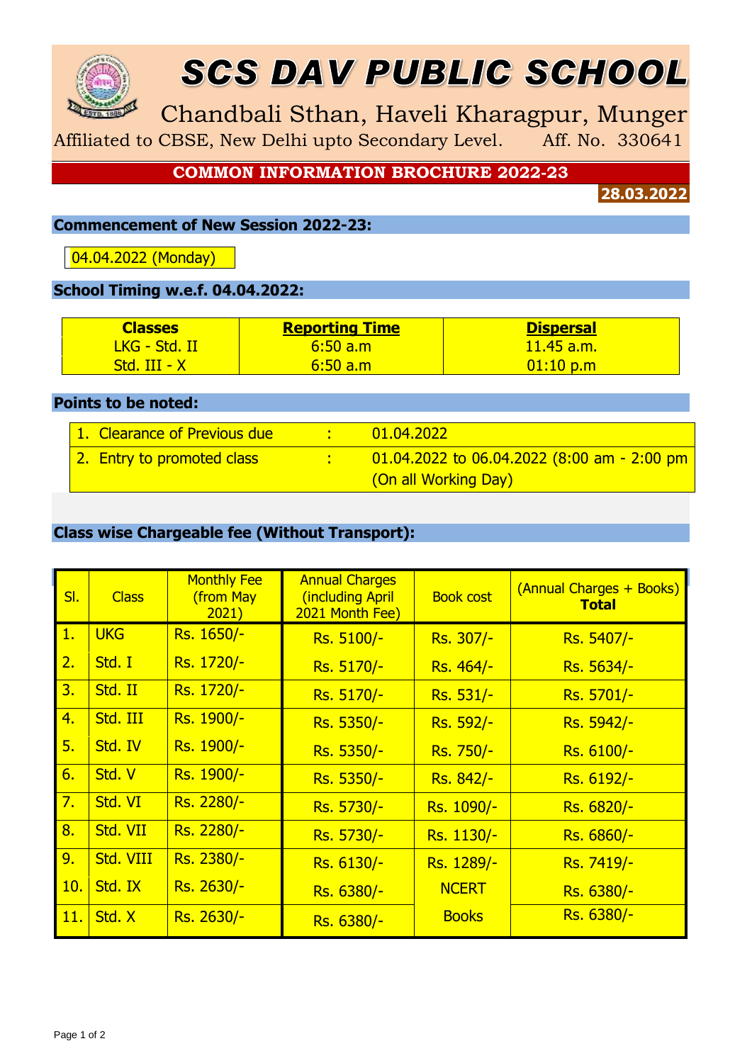# SCS DAV PUBLIC SCHOOL

Chandbali Sthan, Haveli Kharagpur, Munger

Affiliated to CBSE, New Delhi upto Secondary Level. Aff. No. 330641

## COMMON INFORMATION BROCHURE 2022-23

**28.03.2022**

### Commencement of New Session 2022-23:

04.04.2022 (Monday)

### School Timing w.e.f. 04.04.2022:

| **Classes** | **Reporting Time** | **Dispersal** |
|---|---|---|
| LKG - Std. II | 6:50 a.m | 11.45 a.m. |
| Std. III - X | 6:50 a.m | 01:10 p.m |

### Points to be noted:

| | | |
|---|---|---|
| 1. Clearance of Previous due | : | 01.04.2022 |
| 2. Entry to promoted class | : | 01.04.2022 to 06.04.2022 (8:00 am - 2:00 pm (On all Working Day) |

### Class wise Chargeable fee (Without Transport):

| Sl. | Class | Monthly Fee (from May 2021) | Annual Charges (including April 2021 Month Fee) | Book cost | (Annual Charges + Books) **Total** |
|---|---|---|---|---|---|
| 1. | UKG | Rs. 1650/- | Rs. 5100/- | Rs. 307/- | Rs. 5407/- |
| 2. | Std. I | Rs. 1720/- | Rs. 5170/- | Rs. 464/- | Rs. 5634/- |
| 3. | Std. II | Rs. 1720/- | Rs. 5170/- | Rs. 531/- | Rs. 5701/- |
| 4. | Std. III | Rs. 1900/- | Rs. 5350/- | Rs. 592/- | Rs. 5942/- |
| 5. | Std. IV | Rs. 1900/- | Rs. 5350/- | Rs. 750/- | Rs. 6100/- |
| 6. | Std. V | Rs. 1900/- | Rs. 5350/- | Rs. 842/- | Rs. 6192/- |
| 7. | Std. VI | Rs. 2280/- | Rs. 5730/- | Rs. 1090/- | Rs. 6820/- |
| 8. | Std. VII | Rs. 2280/- | Rs. 5730/- | Rs. 1130/- | Rs. 6860/- |
| 9. | Std. VIII | Rs. 2380/- | Rs. 6130/- | Rs. 1289/- | Rs. 7419/- |
| 10. | Std. IX | Rs. 2630/- | Rs. 6380/- | NCERT Books | Rs. 6380/- |
| 11. | Std. X | Rs. 2630/- | Rs. 6380/- | | Rs. 6380/- |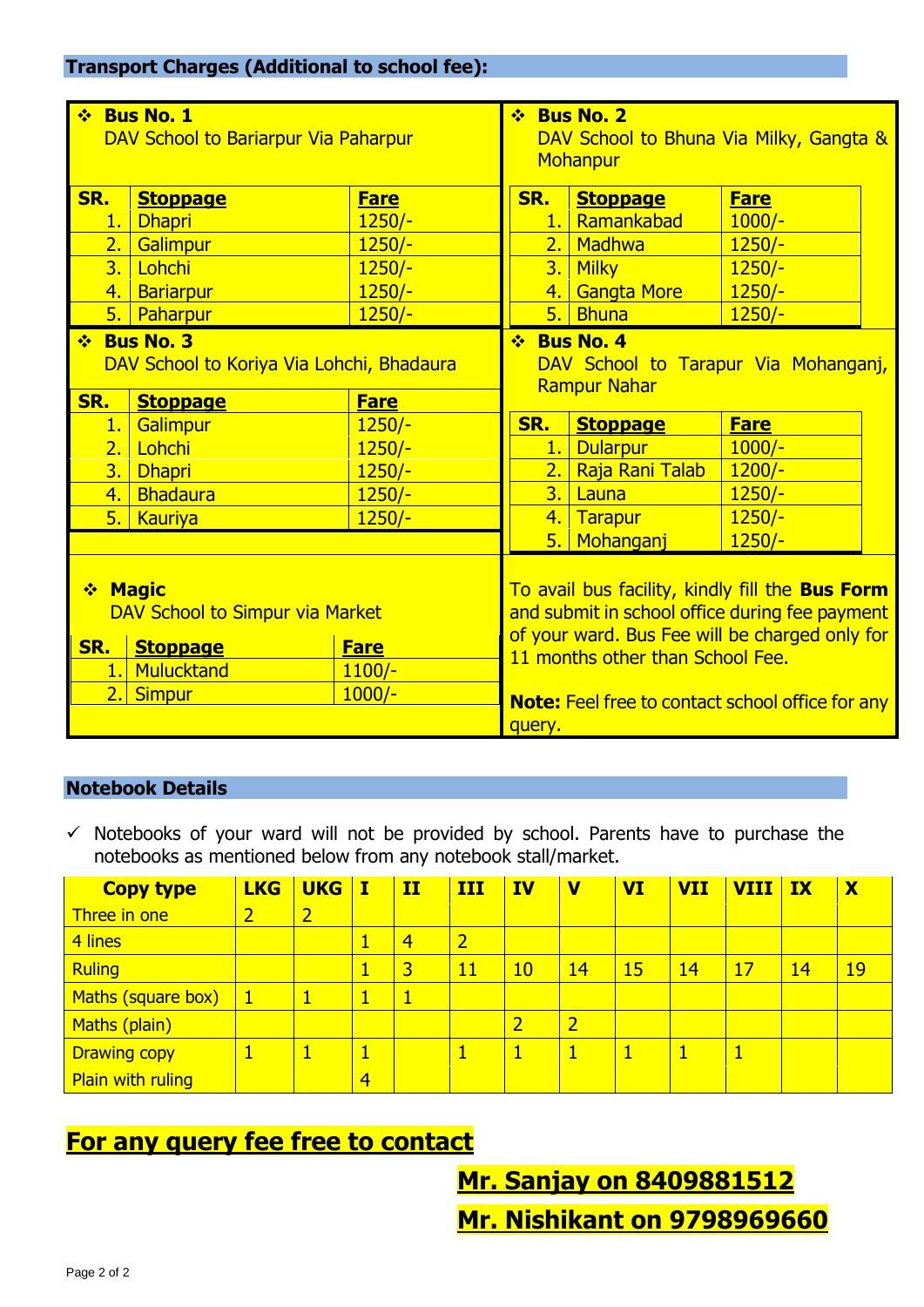## Transport Charges (Additional to school fee):

### ❖ Bus No. 1
DAV School to Bariarpur Via Paharpur

| SR. | Stoppage | Fare |
|---|---|---|
| 1. | Dhapri | 1250/- |
| 2. | Galimpur | 1250/- |
| 3. | Lohchi | 1250/- |
| 4. | Bariarpur | 1250/- |
| 5. | Paharpur | 1250/- |

### ❖ Bus No. 2
DAV School to Bhuna Via Milky, Gangta & Mohanpur

| SR. | Stoppage | Fare |
|---|---|---|
| 1. | Ramankabad | 1000/- |
| 2. | Madhwa | 1250/- |
| 3. | Milky | 1250/- |
| 4. | Gangta More | 1250/- |
| 5. | Bhuna | 1250/- |

### ❖ Bus No. 3
DAV School to Koriya Via Lohchi, Bhadaura

| SR. | Stoppage | Fare |
|---|---|---|
| 1. | Galimpur | 1250/- |
| 2. | Lohchi | 1250/- |
| 3. | Dhapri | 1250/- |
| 4. | Bhadaura | 1250/- |
| 5. | Kauriya | 1250/- |

### ❖ Bus No. 4
DAV School to Tarapur Via Mohanganj, Rampur Nahar

| SR. | Stoppage | Fare |
|---|---|---|
| 1. | Dularpur | 1000/- |
| 2. | Raja Rani Talab | 1200/- |
| 3. | Launa | 1250/- |
| 4. | Tarapur | 1250/- |
| 5. | Mohanganj | 1250/- |

### ❖ Magic
DAV School to Simpur via Market

| SR. | Stoppage | Fare |
|---|---|---|
| 1. | Mulucktand | 1100/- |
| 2. | Simpur | 1000/- |

To avail bus facility, kindly fill the **Bus Form** and submit in school office during fee payment of your ward. Bus Fee will be charged only for 11 months other than School Fee.

**Note:** Feel free to contact school office for any query.

## Notebook Details

✓ Notebooks of your ward will not be provided by school. Parents have to purchase the notebooks as mentioned below from any notebook stall/market.

| Copy type | LKG | UKG | I | II | III | IV | V | VI | VII | VIII | IX | X |
|---|---|---|---|---|---|---|---|---|---|---|---|---|
| Three in one | 2 | 2 | | | | | | | | | | |
| 4 lines | | | 1 | 4 | 2 | | | | | | | |
| Ruling | | | 1 | 3 | 11 | 10 | 14 | 15 | 14 | 17 | 14 | 19 |
| Maths (square box) | 1 | 1 | 1 | 1 | | | | | | | | |
| Maths (plain) | | | | | | 2 | 2 | | | | | |
| Drawing copy | 1 | 1 | 1 | | 1 | 1 | 1 | 1 | 1 | 1 | | |
| Plain with ruling | | | 4 | | | | | | | | | |

## For any query fee free to contact

**Mr. Sanjay on 8409881512**

**Mr. Nishikant on 9798969660**